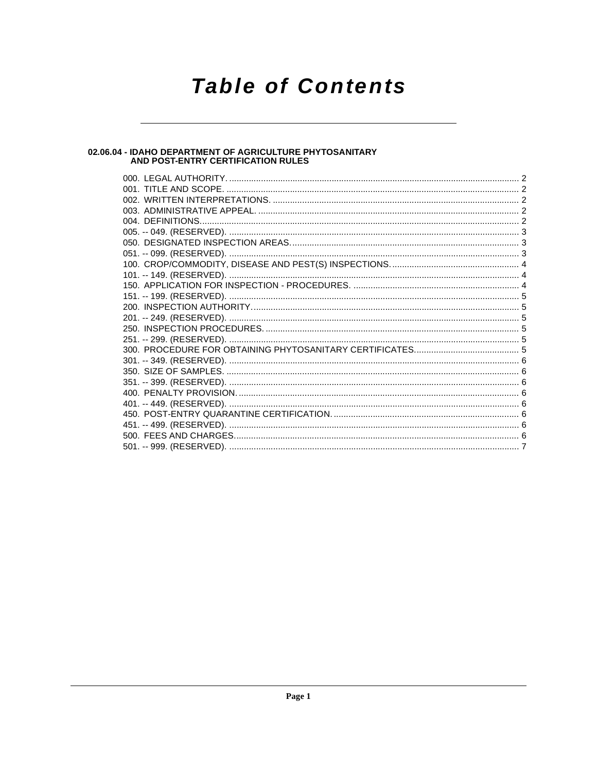# Table of Contents

## 02.06.04 - IDAHO DEPARTMENT OF AGRICULTURE PHYTOSANITARY AND POST-ENTRY CERTIFICATION RULES

000. LEGAL AUTHORITY. .... 2
001. TITLE AND SCOPE. .... 2
002. WRITTEN INTERPRETATIONS. .... 2
003. ADMINISTRATIVE APPEAL. .... 2
004. DEFINITIONS. .... 2
005. -- 049. (RESERVED). .... 3
050. DESIGNATED INSPECTION AREAS. .... 3
051. -- 099. (RESERVED). .... 3
100. CROP/COMMODITY, DISEASE AND PEST(S) INSPECTIONS. .... 4
101. -- 149. (RESERVED). .... 4
150. APPLICATION FOR INSPECTION - PROCEDURES. .... 4
151. -- 199. (RESERVED). .... 5
200. INSPECTION AUTHORITY. .... 5
201. -- 249. (RESERVED). .... 5
250. INSPECTION PROCEDURES. .... 5
251. -- 299. (RESERVED). .... 5
300. PROCEDURE FOR OBTAINING PHYTOSANITARY CERTIFICATES. .... 5
301. -- 349. (RESERVED). .... 6
350. SIZE OF SAMPLES. .... 6
351. -- 399. (RESERVED). .... 6
400. PENALTY PROVISION. .... 6
401. -- 449. (RESERVED). .... 6
450. POST-ENTRY QUARANTINE CERTIFICATION. .... 6
451. -- 499. (RESERVED). .... 6
500. FEES AND CHARGES. .... 6
501. -- 999. (RESERVED). .... 7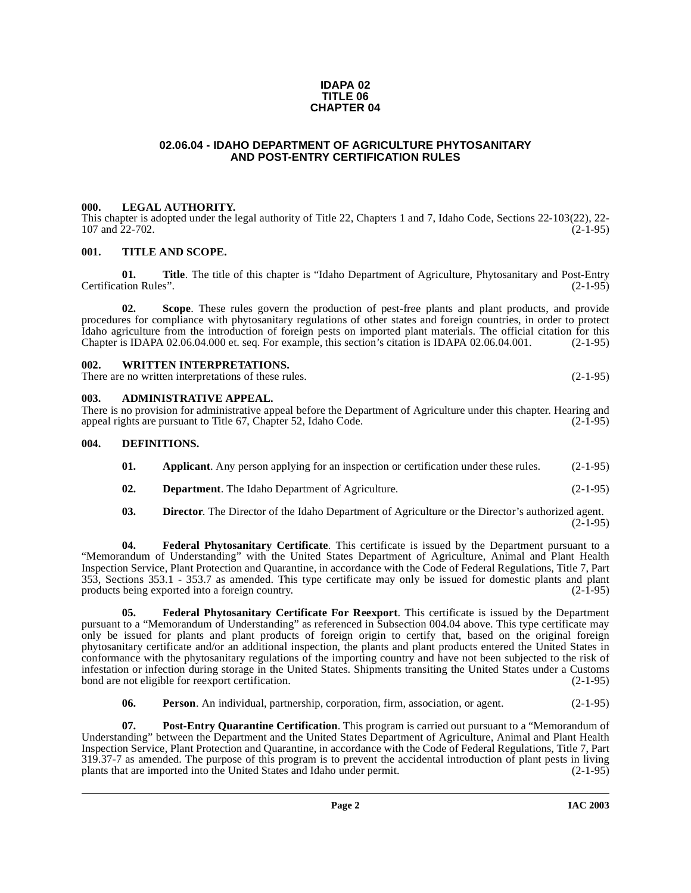**IDAPA 02**
**TITLE 06**
**CHAPTER 04**

## 02.06.04 - IDAHO DEPARTMENT OF AGRICULTURE PHYTOSANITARY AND POST-ENTRY CERTIFICATION RULES

### 000. LEGAL AUTHORITY.

This chapter is adopted under the legal authority of Title 22, Chapters 1 and 7, Idaho Code, Sections 22-103(22), 22-107 and 22-702. (2-1-95)

### 001. TITLE AND SCOPE.

**01. Title**. The title of this chapter is "Idaho Department of Agriculture, Phytosanitary and Post-Entry Certification Rules". (2-1-95)

**02. Scope**. These rules govern the production of pest-free plants and plant products, and provide procedures for compliance with phytosanitary regulations of other states and foreign countries, in order to protect Idaho agriculture from the introduction of foreign pests on imported plant materials. The official citation for this Chapter is IDAPA 02.06.04.000 et. seq. For example, this section's citation is IDAPA 02.06.04.001. (2-1-95)

### 002. WRITTEN INTERPRETATIONS.

There are no written interpretations of these rules. (2-1-95)

### 003. ADMINISTRATIVE APPEAL.

There is no provision for administrative appeal before the Department of Agriculture under this chapter. Hearing and appeal rights are pursuant to Title 67, Chapter 52, Idaho Code. (2-1-95)

### 004. DEFINITIONS.

**01. Applicant**. Any person applying for an inspection or certification under these rules. (2-1-95)

**02. Department**. The Idaho Department of Agriculture. (2-1-95)

**03. Director**. The Director of the Idaho Department of Agriculture or the Director's authorized agent. (2-1-95)

**04. Federal Phytosanitary Certificate**. This certificate is issued by the Department pursuant to a "Memorandum of Understanding" with the United States Department of Agriculture, Animal and Plant Health Inspection Service, Plant Protection and Quarantine, in accordance with the Code of Federal Regulations, Title 7, Part 353, Sections 353.1 - 353.7 as amended. This type certificate may only be issued for domestic plants and plant products being exported into a foreign country. (2-1-95)

**05. Federal Phytosanitary Certificate For Reexport**. This certificate is issued by the Department pursuant to a "Memorandum of Understanding" as referenced in Subsection 004.04 above. This type certificate may only be issued for plants and plant products of foreign origin to certify that, based on the original foreign phytosanitary certificate and/or an additional inspection, the plants and plant products entered the United States in conformance with the phytosanitary regulations of the importing country and have not been subjected to the risk of infestation or infection during storage in the United States. Shipments transiting the United States under a Customs bond are not eligible for reexport certification. (2-1-95)

**06. Person**. An individual, partnership, corporation, firm, association, or agent. (2-1-95)

**07. Post-Entry Quarantine Certification**. This program is carried out pursuant to a "Memorandum of Understanding" between the Department and the United States Department of Agriculture, Animal and Plant Health Inspection Service, Plant Protection and Quarantine, in accordance with the Code of Federal Regulations, Title 7, Part 319.37-7 as amended. The purpose of this program is to prevent the accidental introduction of plant pests in living plants that are imported into the United States and Idaho under permit. (2-1-95)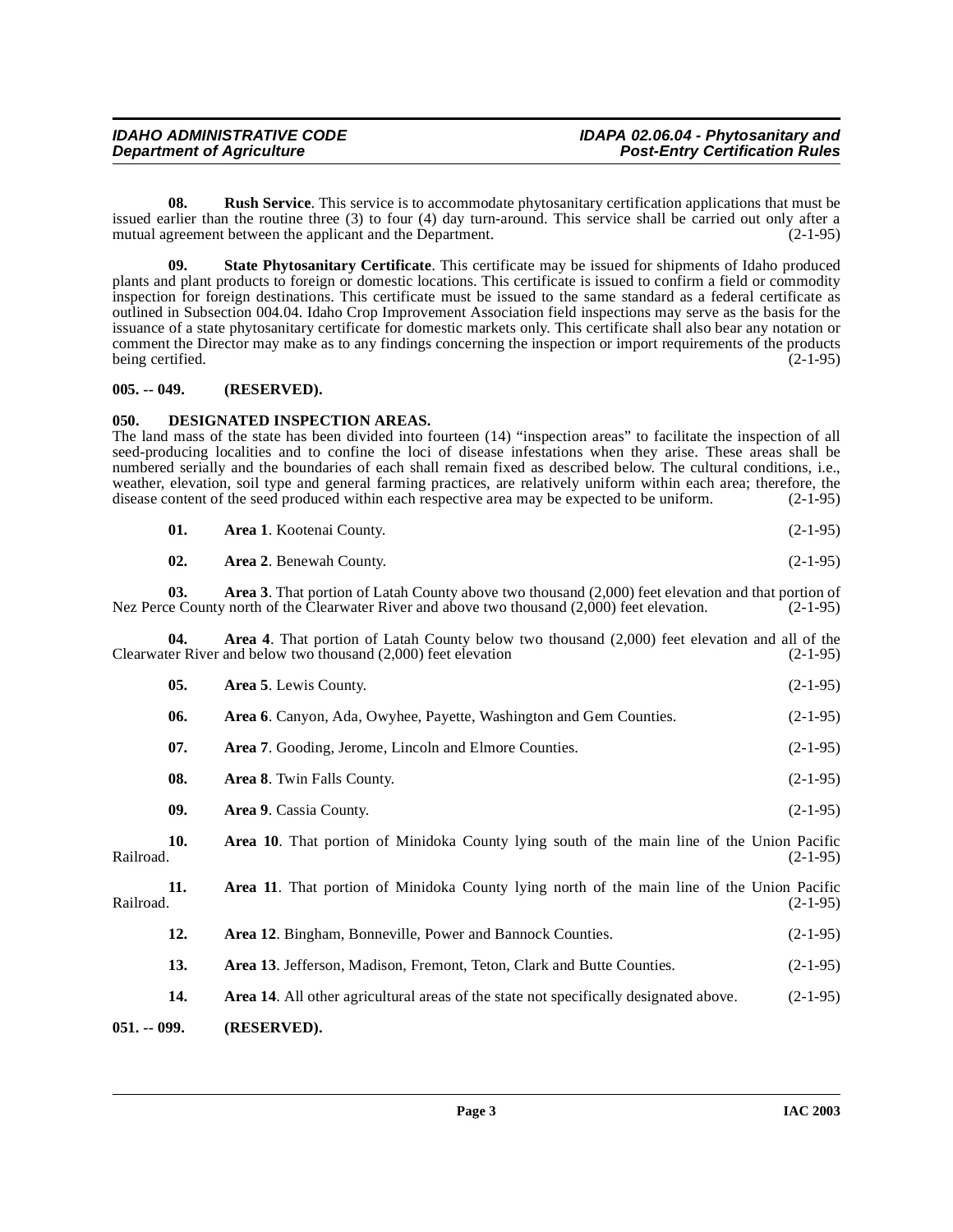**08. Rush Service**. This service is to accommodate phytosanitary certification applications that must be issued earlier than the routine three (3) to four (4) day turn-around. This service shall be carried out only after a mutual agreement between the applicant and the Department. (2-1-95)

**09. State Phytosanitary Certificate**. This certificate may be issued for shipments of Idaho produced plants and plant products to foreign or domestic locations. This certificate is issued to confirm a field or commodity inspection for foreign destinations. This certificate must be issued to the same standard as a federal certificate as outlined in Subsection 004.04. Idaho Crop Improvement Association field inspections may serve as the basis for the issuance of a state phytosanitary certificate for domestic markets only. This certificate shall also bear any notation or comment the Director may make as to any findings concerning the inspection or import requirements of the products being certified. (2-1-95)

## 005. -- 049. (RESERVED).

## 050. DESIGNATED INSPECTION AREAS.

The land mass of the state has been divided into fourteen (14) "inspection areas" to facilitate the inspection of all seed-producing localities and to confine the loci of disease infestations when they arise. These areas shall be numbered serially and the boundaries of each shall remain fixed as described below. The cultural conditions, i.e., weather, elevation, soil type and general farming practices, are relatively uniform within each area; therefore, the disease content of the seed produced within each respective area may be expected to be uniform. (2-1-95)

**01. Area 1**. Kootenai County. (2-1-95)

**02. Area 2**. Benewah County. (2-1-95)

**03. Area 3**. That portion of Latah County above two thousand (2,000) feet elevation and that portion of Nez Perce County north of the Clearwater River and above two thousand (2,000) feet elevation. (2-1-95)

**04. Area 4**. That portion of Latah County below two thousand (2,000) feet elevation and all of the Clearwater River and below two thousand (2,000) feet elevation (2-1-95)

**05. Area 5**. Lewis County. (2-1-95)

**06. Area 6**. Canyon, Ada, Owyhee, Payette, Washington and Gem Counties. (2-1-95)

**07. Area 7**. Gooding, Jerome, Lincoln and Elmore Counties. (2-1-95)

**08. Area 8**. Twin Falls County. (2-1-95)

**09. Area 9**. Cassia County. (2-1-95)

**10. Area 10**. That portion of Minidoka County lying south of the main line of the Union Pacific Railroad. (2-1-95)

**11. Area 11**. That portion of Minidoka County lying north of the main line of the Union Pacific Railroad. (2-1-95)

**12. Area 12**. Bingham, Bonneville, Power and Bannock Counties. (2-1-95)

**13. Area 13**. Jefferson, Madison, Fremont, Teton, Clark and Butte Counties. (2-1-95)

**14. Area 14**. All other agricultural areas of the state not specifically designated above. (2-1-95)

## 051. -- 099. (RESERVED).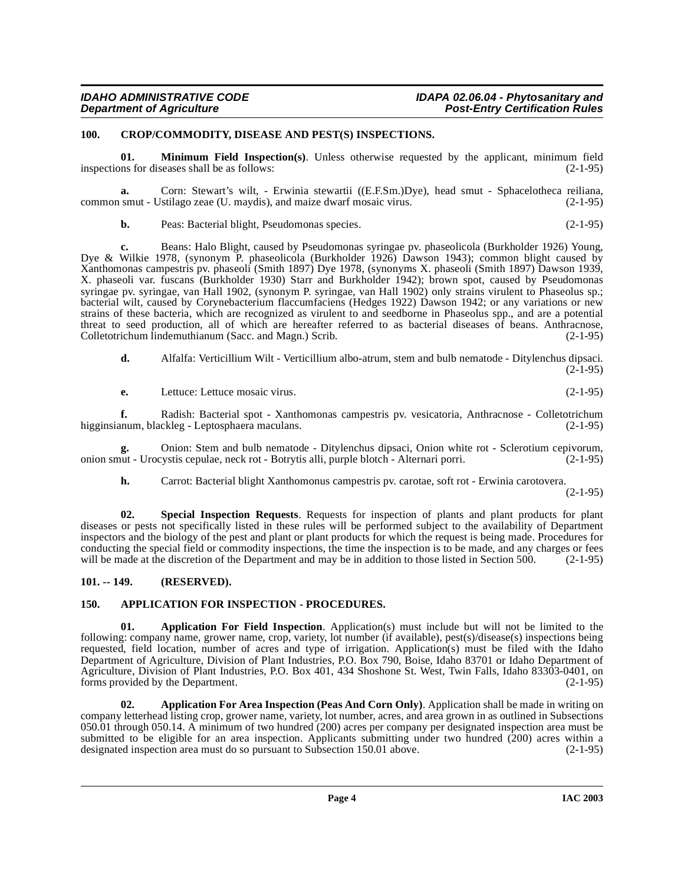## 100. CROP/COMMODITY, DISEASE AND PEST(S) INSPECTIONS.

**01. Minimum Field Inspection(s)**. Unless otherwise requested by the applicant, minimum field inspections for diseases shall be as follows: (2-1-95)

**a.** Corn: Stewart's wilt, - Erwinia stewartii ((E.F.Sm.)Dye), head smut - Sphacelotheca reiliana, common smut - Ustilago zeae (U. maydis), and maize dwarf mosaic virus. (2-1-95)

**b.** Peas: Bacterial blight, Pseudomonas species. (2-1-95)

**c.** Beans: Halo Blight, caused by Pseudomonas syringae pv. phaseolicola (Burkholder 1926) Young, Dye & Wilkie 1978, (synonym P. phaseolicola (Burkholder 1926) Dawson 1943); common blight caused by Xanthomonas campestris pv. phaseoli (Smith 1897) Dye 1978, (synonyms X. phaseoli (Smith 1897) Dawson 1939, X. phaseoli var. fuscans (Burkholder 1930) Starr and Burkholder 1942); brown spot, caused by Pseudomonas syringae pv. syringae, van Hall 1902, (synonym P. syringae, van Hall 1902) only strains virulent to Phaseolus sp.; bacterial wilt, caused by Corynebacterium flaccumfaciens (Hedges 1922) Dawson 1942; or any variations or new strains of these bacteria, which are recognized as virulent to and seedborne in Phaseolus spp., and are a potential threat to seed production, all of which are hereafter referred to as bacterial diseases of beans. Anthracnose, Colletotrichum lindemuthianum (Sacc. and Magn.) Scrib. (2-1-95)

**d.** Alfalfa: Verticillium Wilt - Verticillium albo-atrum, stem and bulb nematode - Ditylenchus dipsaci. (2-1-95)

**e.** Lettuce: Lettuce mosaic virus. (2-1-95)

**f.** Radish: Bacterial spot - Xanthomonas campestris pv. vesicatoria, Anthracnose - Colletotrichum higginsianum, blackleg - Leptosphaera maculans. (2-1-95)

**g.** Onion: Stem and bulb nematode - Ditylenchus dipsaci, Onion white rot - Sclerotium cepivorum, onion smut - Urocystis cepulae, neck rot - Botrytis alli, purple blotch - Alternari porri. (2-1-95)

**h.** Carrot: Bacterial blight Xanthomonus campestris pv. carotae, soft rot - Erwinia carotovera. (2-1-95)

**02. Special Inspection Requests**. Requests for inspection of plants and plant products for plant diseases or pests not specifically listed in these rules will be performed subject to the availability of Department inspectors and the biology of the pest and plant or plant products for which the request is being made. Procedures for conducting the special field or commodity inspections, the time the inspection is to be made, and any charges or fees will be made at the discretion of the Department and may be in addition to those listed in Section 500. (2-1-95)

## 101. -- 149. (RESERVED).

## 150. APPLICATION FOR INSPECTION - PROCEDURES.

**01. Application For Field Inspection**. Application(s) must include but will not be limited to the following: company name, grower name, crop, variety, lot number (if available), pest(s)/disease(s) inspections being requested, field location, number of acres and type of irrigation. Application(s) must be filed with the Idaho Department of Agriculture, Division of Plant Industries, P.O. Box 790, Boise, Idaho 83701 or Idaho Department of Agriculture, Division of Plant Industries, P.O. Box 401, 434 Shoshone St. West, Twin Falls, Idaho 83303-0401, on forms provided by the Department. (2-1-95)

**02. Application For Area Inspection (Peas And Corn Only)**. Application shall be made in writing on company letterhead listing crop, grower name, variety, lot number, acres, and area grown in as outlined in Subsections 050.01 through 050.14. A minimum of two hundred (200) acres per company per designated inspection area must be submitted to be eligible for an area inspection. Applicants submitting under two hundred (200) acres within a designated inspection area must do so pursuant to Subsection 150.01 above. (2-1-95)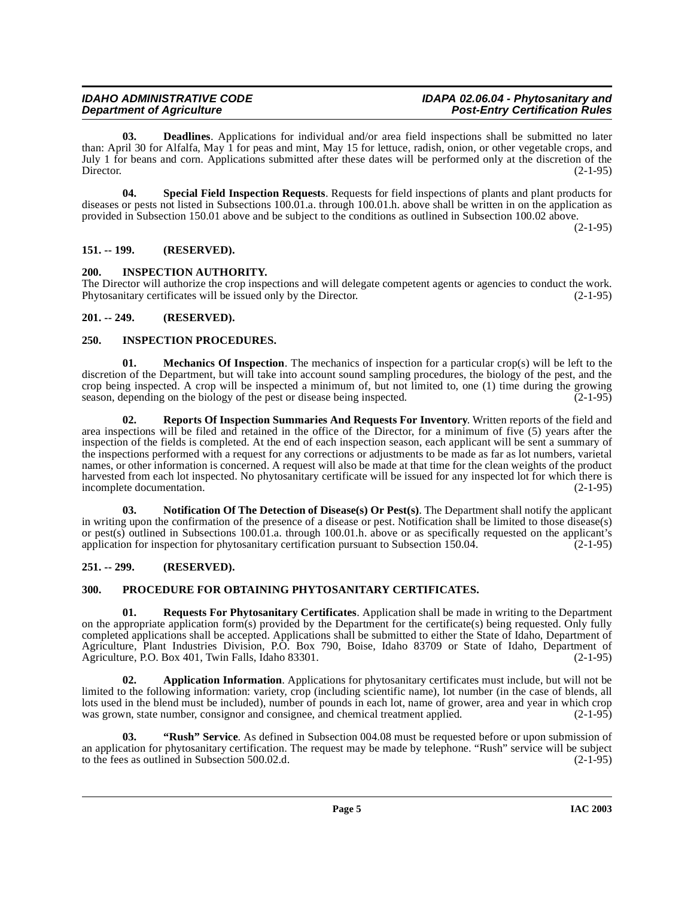**03. Deadlines**. Applications for individual and/or area field inspections shall be submitted no later than: April 30 for Alfalfa, May 1 for peas and mint, May 15 for lettuce, radish, onion, or other vegetable crops, and July 1 for beans and corn. Applications submitted after these dates will be performed only at the discretion of the Director. (2-1-95)

**04. Special Field Inspection Requests**. Requests for field inspections of plants and plant products for diseases or pests not listed in Subsections 100.01.a. through 100.01.h. above shall be written in on the application as provided in Subsection 150.01 above and be subject to the conditions as outlined in Subsection 100.02 above. (2-1-95)

## 151. -- 199. (RESERVED).

## 200. INSPECTION AUTHORITY.

The Director will authorize the crop inspections and will delegate competent agents or agencies to conduct the work. Phytosanitary certificates will be issued only by the Director. (2-1-95)

## 201. -- 249. (RESERVED).

## 250. INSPECTION PROCEDURES.

**01. Mechanics Of Inspection**. The mechanics of inspection for a particular crop(s) will be left to the discretion of the Department, but will take into account sound sampling procedures, the biology of the pest, and the crop being inspected. A crop will be inspected a minimum of, but not limited to, one (1) time during the growing season, depending on the biology of the pest or disease being inspected. (2-1-95)

**02. Reports Of Inspection Summaries And Requests For Inventory**. Written reports of the field and area inspections will be filed and retained in the office of the Director, for a minimum of five (5) years after the inspection of the fields is completed. At the end of each inspection season, each applicant will be sent a summary of the inspections performed with a request for any corrections or adjustments to be made as far as lot numbers, varietal names, or other information is concerned. A request will also be made at that time for the clean weights of the product harvested from each lot inspected. No phytosanitary certificate will be issued for any inspected lot for which there is incomplete documentation. (2-1-95)

**03. Notification Of The Detection of Disease(s) Or Pest(s)**. The Department shall notify the applicant in writing upon the confirmation of the presence of a disease or pest. Notification shall be limited to those disease(s) or pest(s) outlined in Subsections 100.01.a. through 100.01.h. above or as specifically requested on the applicant's application for inspection for phytosanitary certification pursuant to Subsection 150.04. (2-1-95)

## 251. -- 299. (RESERVED).

## 300. PROCEDURE FOR OBTAINING PHYTOSANITARY CERTIFICATES.

**01. Requests For Phytosanitary Certificates**. Application shall be made in writing to the Department on the appropriate application form(s) provided by the Department for the certificate(s) being requested. Only fully completed applications shall be accepted. Applications shall be submitted to either the State of Idaho, Department of Agriculture, Plant Industries Division, P.O. Box 790, Boise, Idaho 83709 or State of Idaho, Department of Agriculture, P.O. Box 401, Twin Falls, Idaho 83301. (2-1-95)

**02. Application Information**. Applications for phytosanitary certificates must include, but will not be limited to the following information: variety, crop (including scientific name), lot number (in the case of blends, all lots used in the blend must be included), number of pounds in each lot, name of grower, area and year in which crop was grown, state number, consignor and consignee, and chemical treatment applied. (2-1-95)

**03. "Rush" Service**. As defined in Subsection 004.08 must be requested before or upon submission of an application for phytosanitary certification. The request may be made by telephone. "Rush" service will be subject to the fees as outlined in Subsection 500.02.d. (2-1-95)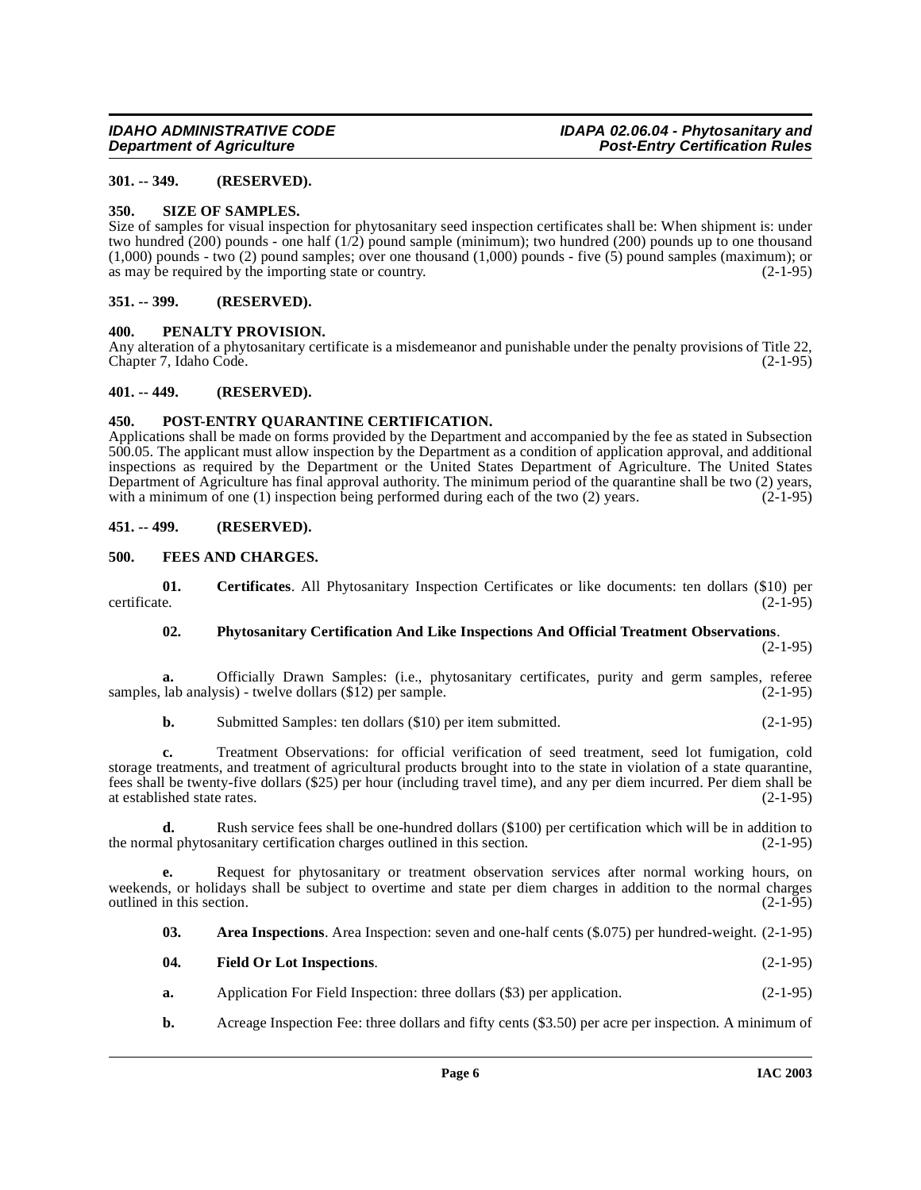### 301. -- 349. (RESERVED).

### 350. SIZE OF SAMPLES.

Size of samples for visual inspection for phytosanitary seed inspection certificates shall be: When shipment is: under two hundred (200) pounds - one half (1/2) pound sample (minimum); two hundred (200) pounds up to one thousand (1,000) pounds - two (2) pound samples; over one thousand (1,000) pounds - five (5) pound samples (maximum); or as may be required by the importing state or country. (2-1-95)

### 351. -- 399. (RESERVED).

### 400. PENALTY PROVISION.

Any alteration of a phytosanitary certificate is a misdemeanor and punishable under the penalty provisions of Title 22, Chapter 7, Idaho Code. (2-1-95)

### 401. -- 449. (RESERVED).

### 450. POST-ENTRY QUARANTINE CERTIFICATION.

Applications shall be made on forms provided by the Department and accompanied by the fee as stated in Subsection 500.05. The applicant must allow inspection by the Department as a condition of application approval, and additional inspections as required by the Department or the United States Department of Agriculture. The United States Department of Agriculture has final approval authority. The minimum period of the quarantine shall be two (2) years, with a minimum of one (1) inspection being performed during each of the two (2) years. (2-1-95)

### 451. -- 499. (RESERVED).

### 500. FEES AND CHARGES.

**01. Certificates**. All Phytosanitary Inspection Certificates or like documents: ten dollars ($10) per certificate. (2-1-95)

**02. Phytosanitary Certification And Like Inspections And Official Treatment Observations**. (2-1-95)

**a.** Officially Drawn Samples: (i.e., phytosanitary certificates, purity and germ samples, referee samples, lab analysis) - twelve dollars ($12) per sample. (2-1-95)

**b.** Submitted Samples: ten dollars ($10) per item submitted. (2-1-95)

**c.** Treatment Observations: for official verification of seed treatment, seed lot fumigation, cold storage treatments, and treatment of agricultural products brought into to the state in violation of a state quarantine, fees shall be twenty-five dollars ($25) per hour (including travel time), and any per diem incurred. Per diem shall be at established state rates. (2-1-95)

**d.** Rush service fees shall be one-hundred dollars ($100) per certification which will be in addition to the normal phytosanitary certification charges outlined in this section. (2-1-95)

**e.** Request for phytosanitary or treatment observation services after normal working hours, on weekends, or holidays shall be subject to overtime and state per diem charges in addition to the normal charges outlined in this section. (2-1-95)

**03. Area Inspections**. Area Inspection: seven and one-half cents ($.075) per hundred-weight. (2-1-95)

**04. Field Or Lot Inspections**. (2-1-95)

**a.** Application For Field Inspection: three dollars ($3) per application. (2-1-95)

**b.** Acreage Inspection Fee: three dollars and fifty cents ($3.50) per acre per inspection. A minimum of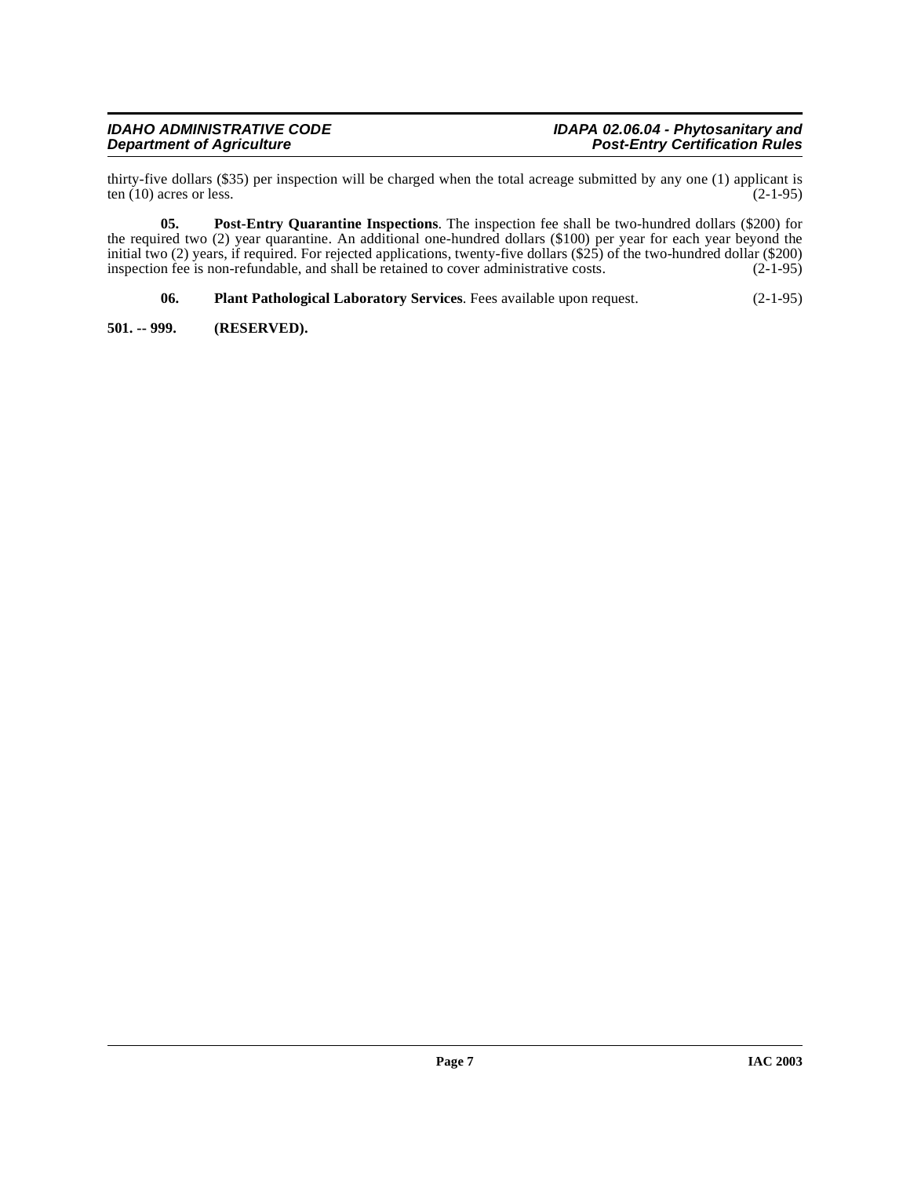thirty-five dollars ($35) per inspection will be charged when the total acreage submitted by any one (1) applicant is ten (10) acres or less. (2-1-95)

**05. Post-Entry Quarantine Inspections**. The inspection fee shall be two-hundred dollars ($200) for the required two (2) year quarantine. An additional one-hundred dollars ($100) per year for each year beyond the initial two (2) years, if required. For rejected applications, twenty-five dollars ($25) of the two-hundred dollar ($200) inspection fee is non-refundable, and shall be retained to cover administrative costs. (2-1-95)

**06. Plant Pathological Laboratory Services**. Fees available upon request. (2-1-95)

**501. -- 999. (RESERVED).**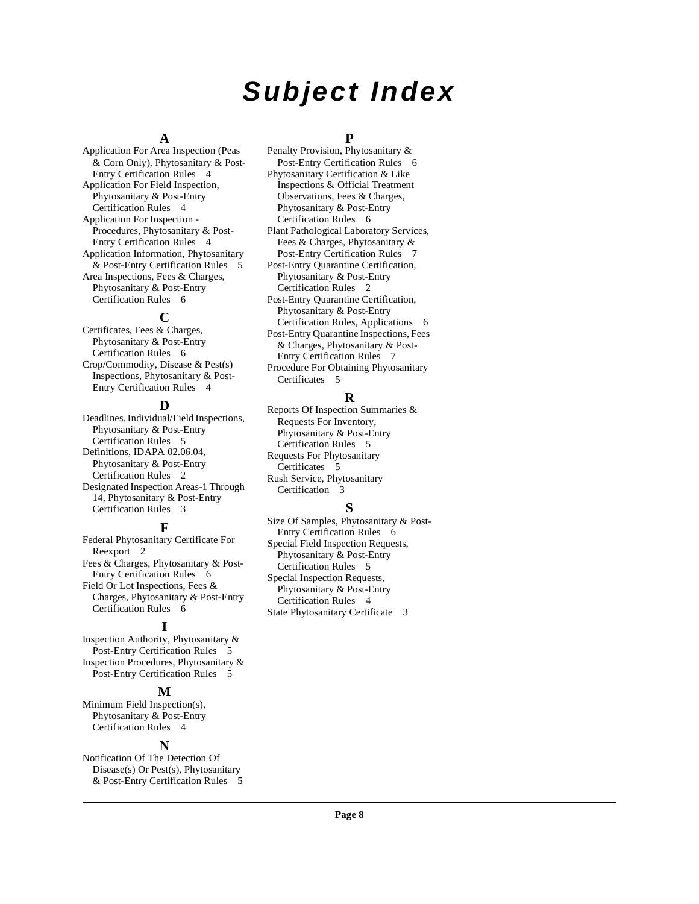# Subject Index

## A

Application For Area Inspection (Peas & Corn Only), Phytosanitary & Post-Entry Certification Rules 4

Application For Field Inspection, Phytosanitary & Post-Entry Certification Rules 4

Application For Inspection - Procedures, Phytosanitary & Post-Entry Certification Rules 4

Application Information, Phytosanitary & Post-Entry Certification Rules 5

Area Inspections, Fees & Charges, Phytosanitary & Post-Entry Certification Rules 6

## C

Certificates, Fees & Charges, Phytosanitary & Post-Entry Certification Rules 6

Crop/Commodity, Disease & Pest(s) Inspections, Phytosanitary & Post-Entry Certification Rules 4

## D

Deadlines, Individual/Field Inspections, Phytosanitary & Post-Entry Certification Rules 5

Definitions, IDAPA 02.06.04, Phytosanitary & Post-Entry Certification Rules 2

Designated Inspection Areas-1 Through 14, Phytosanitary & Post-Entry Certification Rules 3

## F

Federal Phytosanitary Certificate For Reexport 2

Fees & Charges, Phytosanitary & Post-Entry Certification Rules 6

Field Or Lot Inspections, Fees & Charges, Phytosanitary & Post-Entry Certification Rules 6

## I

Inspection Authority, Phytosanitary & Post-Entry Certification Rules 5

Inspection Procedures, Phytosanitary & Post-Entry Certification Rules 5

## M

Minimum Field Inspection(s), Phytosanitary & Post-Entry Certification Rules 4

## N

Notification Of The Detection Of Disease(s) Or Pest(s), Phytosanitary & Post-Entry Certification Rules 5

## P

Penalty Provision, Phytosanitary & Post-Entry Certification Rules 6

Phytosanitary Certification & Like Inspections & Official Treatment Observations, Fees & Charges, Phytosanitary & Post-Entry Certification Rules 6

Plant Pathological Laboratory Services, Fees & Charges, Phytosanitary & Post-Entry Certification Rules 7

Post-Entry Quarantine Certification, Phytosanitary & Post-Entry Certification Rules 2

Post-Entry Quarantine Certification, Phytosanitary & Post-Entry Certification Rules, Applications 6

Post-Entry Quarantine Inspections, Fees & Charges, Phytosanitary & Post-Entry Certification Rules 7

Procedure For Obtaining Phytosanitary Certificates 5

## R

Reports Of Inspection Summaries & Requests For Inventory, Phytosanitary & Post-Entry Certification Rules 5

Requests For Phytosanitary Certificates 5

Rush Service, Phytosanitary Certification 3

## S

Size Of Samples, Phytosanitary & Post-Entry Certification Rules 6

Special Field Inspection Requests, Phytosanitary & Post-Entry Certification Rules 5

Special Inspection Requests, Phytosanitary & Post-Entry Certification Rules 4

State Phytosanitary Certificate 3